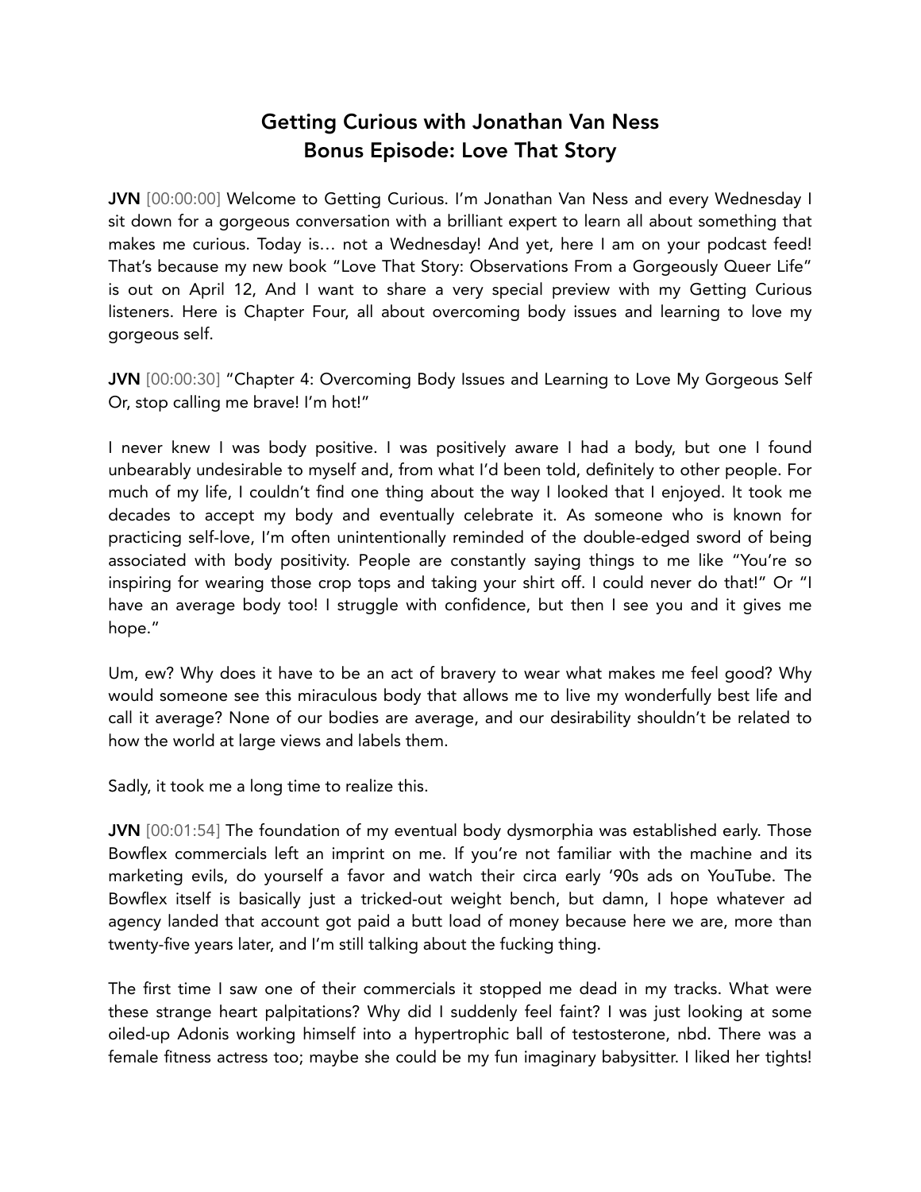# Getting Curious with Jonathan Van Ness
## Bonus Episode: Love That Story

**JVN** [00:00:00] Welcome to Getting Curious. I'm Jonathan Van Ness and every Wednesday I sit down for a gorgeous conversation with a brilliant expert to learn all about something that makes me curious. Today is… not a Wednesday! And yet, here I am on your podcast feed! That's because my new book "Love That Story: Observations From a Gorgeously Queer Life" is out on April 12, And I want to share a very special preview with my Getting Curious listeners. Here is Chapter Four, all about overcoming body issues and learning to love my gorgeous self.

**JVN** [00:00:30] "Chapter 4: Overcoming Body Issues and Learning to Love My Gorgeous Self Or, stop calling me brave! I'm hot!"

I never knew I was body positive. I was positively aware I had a body, but one I found unbearably undesirable to myself and, from what I'd been told, definitely to other people. For much of my life, I couldn't find one thing about the way I looked that I enjoyed. It took me decades to accept my body and eventually celebrate it. As someone who is known for practicing self-love, I'm often unintentionally reminded of the double-edged sword of being associated with body positivity. People are constantly saying things to me like "You're so inspiring for wearing those crop tops and taking your shirt off. I could never do that!" Or "I have an average body too! I struggle with confidence, but then I see you and it gives me hope."

Um, ew? Why does it have to be an act of bravery to wear what makes me feel good? Why would someone see this miraculous body that allows me to live my wonderfully best life and call it average? None of our bodies are average, and our desirability shouldn't be related to how the world at large views and labels them.

Sadly, it took me a long time to realize this.

**JVN** [00:01:54] The foundation of my eventual body dysmorphia was established early. Those Bowflex commercials left an imprint on me. If you're not familiar with the machine and its marketing evils, do yourself a favor and watch their circa early '90s ads on YouTube. The Bowflex itself is basically just a tricked-out weight bench, but damn, I hope whatever ad agency landed that account got paid a butt load of money because here we are, more than twenty-five years later, and I'm still talking about the fucking thing.

The first time I saw one of their commercials it stopped me dead in my tracks. What were these strange heart palpitations? Why did I suddenly feel faint? I was just looking at some oiled-up Adonis working himself into a hypertrophic ball of testosterone, nbd. There was a female fitness actress too; maybe she could be my fun imaginary babysitter. I liked her tights!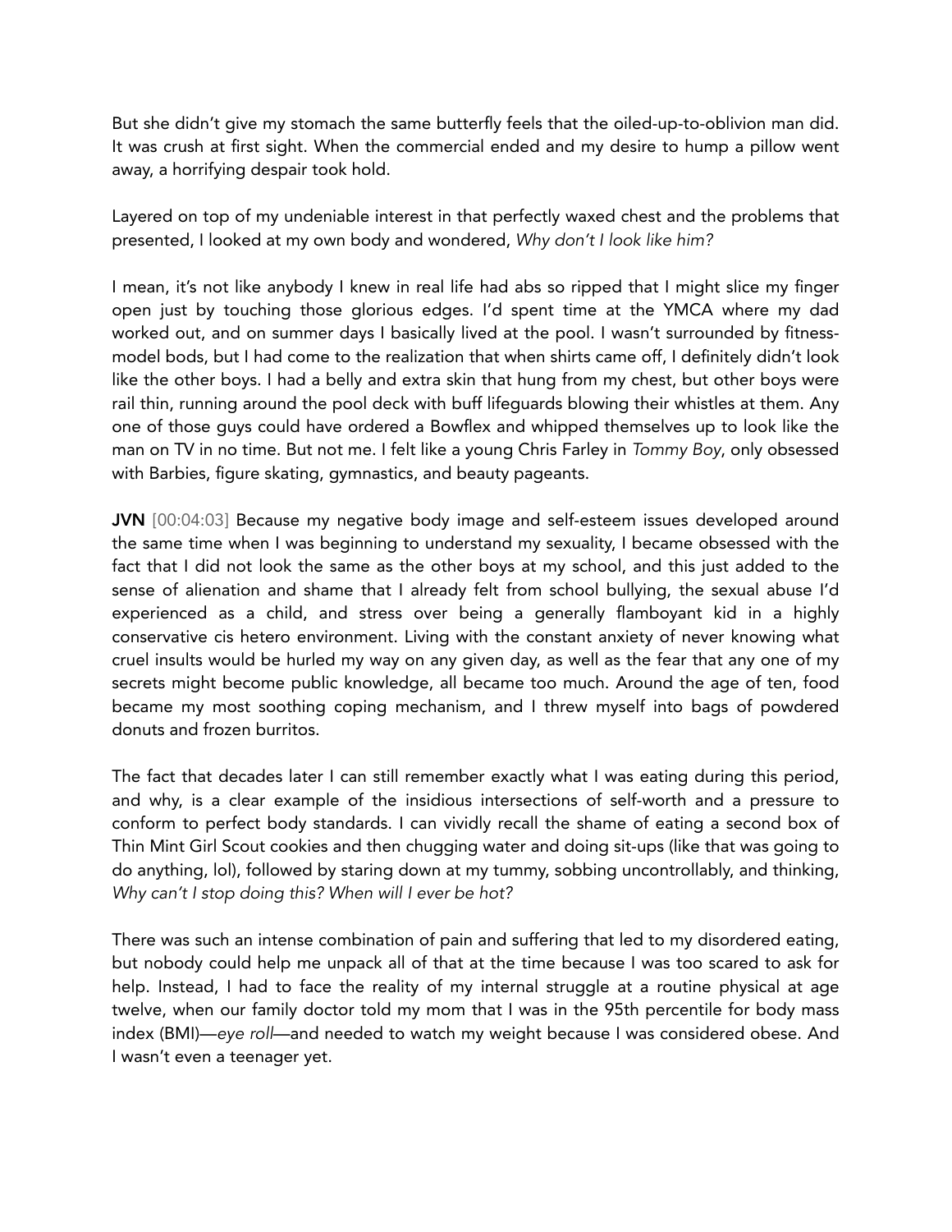But she didn't give my stomach the same butterfly feels that the oiled-up-to-oblivion man did. It was crush at first sight. When the commercial ended and my desire to hump a pillow went away, a horrifying despair took hold.

Layered on top of my undeniable interest in that perfectly waxed chest and the problems that presented, I looked at my own body and wondered, *Why don't I look like him?*

I mean, it's not like anybody I knew in real life had abs so ripped that I might slice my finger open just by touching those glorious edges. I'd spent time at the YMCA where my dad worked out, and on summer days I basically lived at the pool. I wasn't surrounded by fitness-model bods, but I had come to the realization that when shirts came off, I definitely didn't look like the other boys. I had a belly and extra skin that hung from my chest, but other boys were rail thin, running around the pool deck with buff lifeguards blowing their whistles at them. Any one of those guys could have ordered a Bowflex and whipped themselves up to look like the man on TV in no time. But not me. I felt like a young Chris Farley in *Tommy Boy*, only obsessed with Barbies, figure skating, gymnastics, and beauty pageants.

**JVN** [00:04:03] Because my negative body image and self-esteem issues developed around the same time when I was beginning to understand my sexuality, I became obsessed with the fact that I did not look the same as the other boys at my school, and this just added to the sense of alienation and shame that I already felt from school bullying, the sexual abuse I'd experienced as a child, and stress over being a generally flamboyant kid in a highly conservative cis hetero environment. Living with the constant anxiety of never knowing what cruel insults would be hurled my way on any given day, as well as the fear that any one of my secrets might become public knowledge, all became too much. Around the age of ten, food became my most soothing coping mechanism, and I threw myself into bags of powdered donuts and frozen burritos.

The fact that decades later I can still remember exactly what I was eating during this period, and why, is a clear example of the insidious intersections of self-worth and a pressure to conform to perfect body standards. I can vividly recall the shame of eating a second box of Thin Mint Girl Scout cookies and then chugging water and doing sit-ups (like that was going to do anything, lol), followed by staring down at my tummy, sobbing uncontrollably, and thinking, *Why can't I stop doing this? When will I ever be hot?*

There was such an intense combination of pain and suffering that led to my disordered eating, but nobody could help me unpack all of that at the time because I was too scared to ask for help. Instead, I had to face the reality of my internal struggle at a routine physical at age twelve, when our family doctor told my mom that I was in the 95th percentile for body mass index (BMI)—*eye roll*—and needed to watch my weight because I was considered obese. And I wasn't even a teenager yet.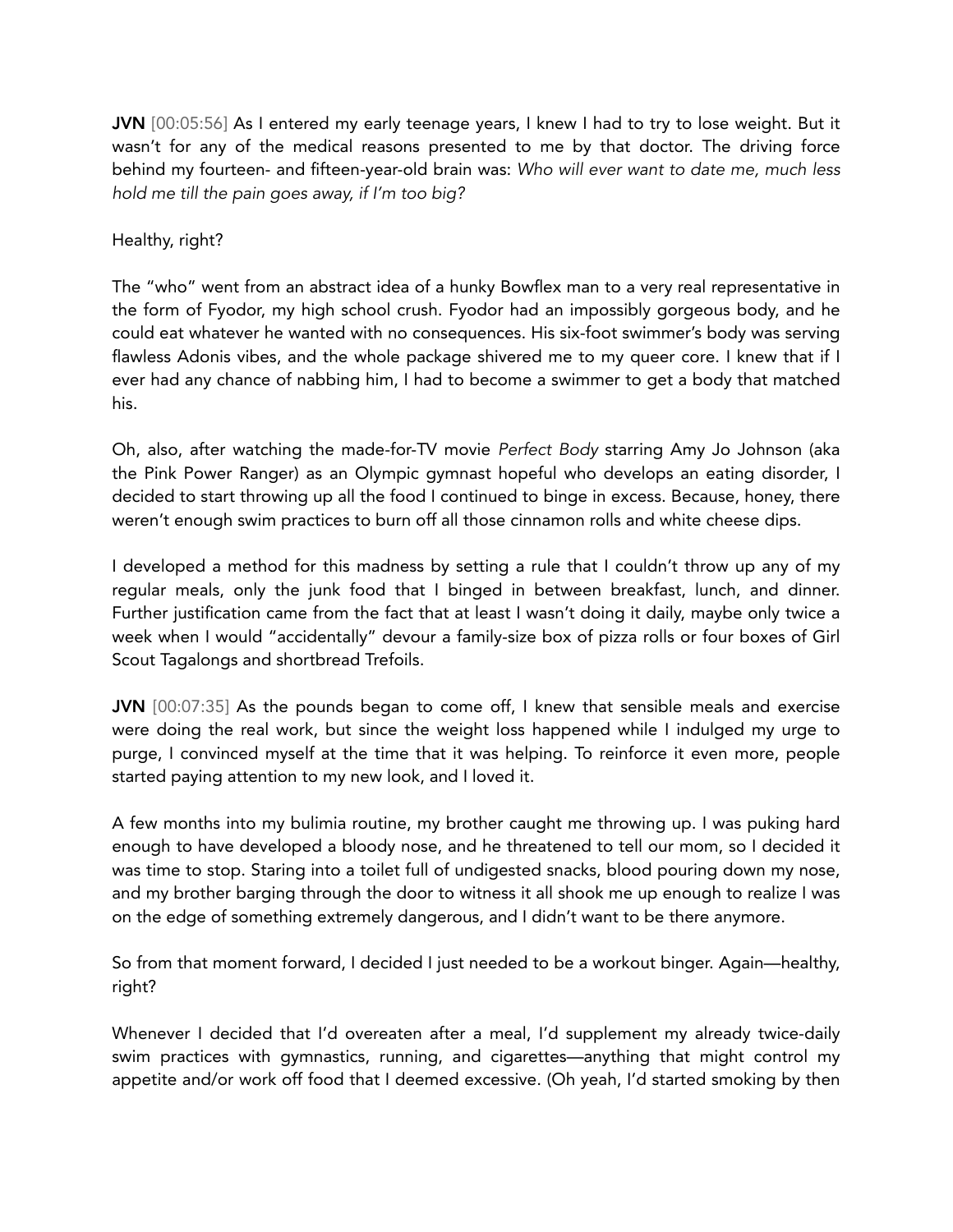**JVN** [00:05:56] As I entered my early teenage years, I knew I had to try to lose weight. But it wasn't for any of the medical reasons presented to me by that doctor. The driving force behind my fourteen- and fifteen-year-old brain was: *Who will ever want to date me, much less hold me till the pain goes away, if I'm too big?*

Healthy, right?

The "who" went from an abstract idea of a hunky Bowflex man to a very real representative in the form of Fyodor, my high school crush. Fyodor had an impossibly gorgeous body, and he could eat whatever he wanted with no consequences. His six-foot swimmer's body was serving flawless Adonis vibes, and the whole package shivered me to my queer core. I knew that if I ever had any chance of nabbing him, I had to become a swimmer to get a body that matched his.

Oh, also, after watching the made-for-TV movie *Perfect Body* starring Amy Jo Johnson (aka the Pink Power Ranger) as an Olympic gymnast hopeful who develops an eating disorder, I decided to start throwing up all the food I continued to binge in excess. Because, honey, there weren't enough swim practices to burn off all those cinnamon rolls and white cheese dips.

I developed a method for this madness by setting a rule that I couldn't throw up any of my regular meals, only the junk food that I binged in between breakfast, lunch, and dinner. Further justification came from the fact that at least I wasn't doing it daily, maybe only twice a week when I would "accidentally" devour a family-size box of pizza rolls or four boxes of Girl Scout Tagalongs and shortbread Trefoils.

**JVN** [00:07:35] As the pounds began to come off, I knew that sensible meals and exercise were doing the real work, but since the weight loss happened while I indulged my urge to purge, I convinced myself at the time that it was helping. To reinforce it even more, people started paying attention to my new look, and I loved it.

A few months into my bulimia routine, my brother caught me throwing up. I was puking hard enough to have developed a bloody nose, and he threatened to tell our mom, so I decided it was time to stop. Staring into a toilet full of undigested snacks, blood pouring down my nose, and my brother barging through the door to witness it all shook me up enough to realize I was on the edge of something extremely dangerous, and I didn't want to be there anymore.

So from that moment forward, I decided I just needed to be a workout binger. Again—healthy, right?

Whenever I decided that I'd overeaten after a meal, I'd supplement my already twice-daily swim practices with gymnastics, running, and cigarettes—anything that might control my appetite and/or work off food that I deemed excessive. (Oh yeah, I'd started smoking by then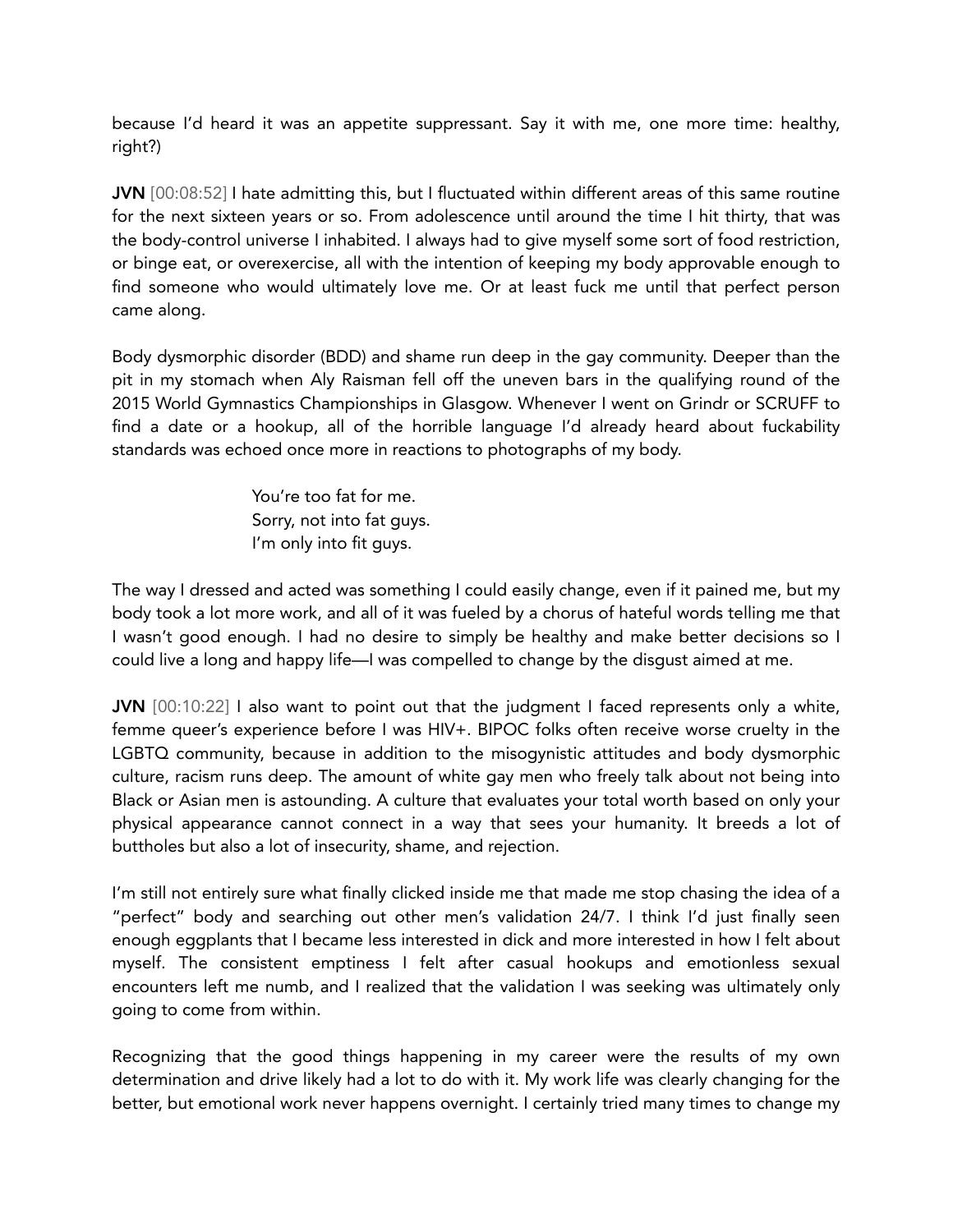because I'd heard it was an appetite suppressant. Say it with me, one more time: healthy, right?)

**JVN** [00:08:52] I hate admitting this, but I fluctuated within different areas of this same routine for the next sixteen years or so. From adolescence until around the time I hit thirty, that was the body-control universe I inhabited. I always had to give myself some sort of food restriction, or binge eat, or overexercise, all with the intention of keeping my body approvable enough to find someone who would ultimately love me. Or at least fuck me until that perfect person came along.

Body dysmorphic disorder (BDD) and shame run deep in the gay community. Deeper than the pit in my stomach when Aly Raisman fell off the uneven bars in the qualifying round of the 2015 World Gymnastics Championships in Glasgow. Whenever I went on Grindr or SCRUFF to find a date or a hookup, all of the horrible language I'd already heard about fuckability standards was echoed once more in reactions to photographs of my body.

> You're too fat for me.
> Sorry, not into fat guys.
> I'm only into fit guys.

The way I dressed and acted was something I could easily change, even if it pained me, but my body took a lot more work, and all of it was fueled by a chorus of hateful words telling me that I wasn't good enough. I had no desire to simply be healthy and make better decisions so I could live a long and happy life—I was compelled to change by the disgust aimed at me.

**JVN** [00:10:22] I also want to point out that the judgment I faced represents only a white, femme queer's experience before I was HIV+. BIPOC folks often receive worse cruelty in the LGBTQ community, because in addition to the misogynistic attitudes and body dysmorphic culture, racism runs deep. The amount of white gay men who freely talk about not being into Black or Asian men is astounding. A culture that evaluates your total worth based on only your physical appearance cannot connect in a way that sees your humanity. It breeds a lot of buttholes but also a lot of insecurity, shame, and rejection.

I'm still not entirely sure what finally clicked inside me that made me stop chasing the idea of a "perfect" body and searching out other men's validation 24/7. I think I'd just finally seen enough eggplants that I became less interested in dick and more interested in how I felt about myself. The consistent emptiness I felt after casual hookups and emotionless sexual encounters left me numb, and I realized that the validation I was seeking was ultimately only going to come from within.

Recognizing that the good things happening in my career were the results of my own determination and drive likely had a lot to do with it. My work life was clearly changing for the better, but emotional work never happens overnight. I certainly tried many times to change my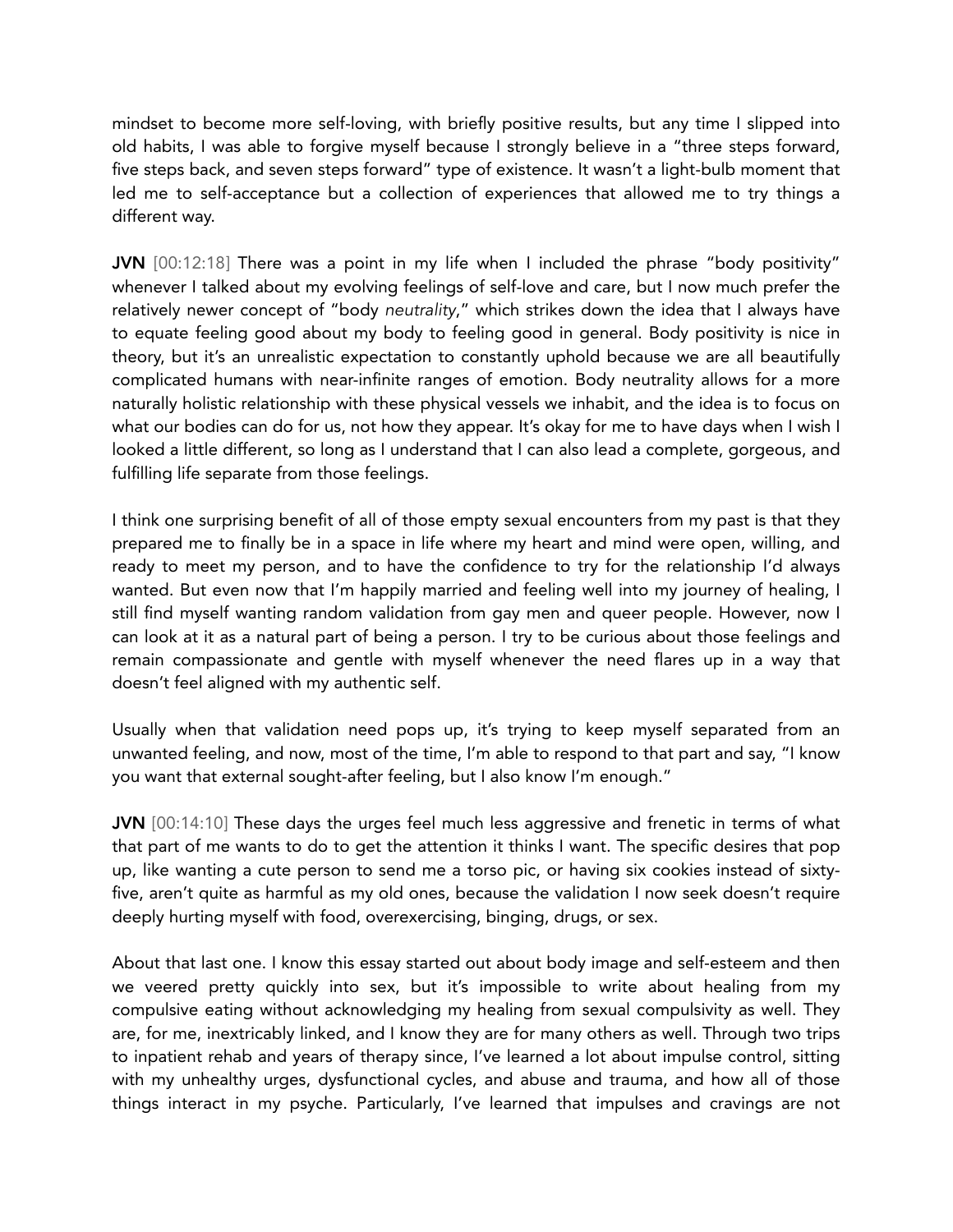mindset to become more self-loving, with briefly positive results, but any time I slipped into old habits, I was able to forgive myself because I strongly believe in a "three steps forward, five steps back, and seven steps forward" type of existence. It wasn't a light-bulb moment that led me to self-acceptance but a collection of experiences that allowed me to try things a different way.

**JVN** [00:12:18] There was a point in my life when I included the phrase "body positivity" whenever I talked about my evolving feelings of self-love and care, but I now much prefer the relatively newer concept of "body *neutrality*," which strikes down the idea that I always have to equate feeling good about my body to feeling good in general. Body positivity is nice in theory, but it's an unrealistic expectation to constantly uphold because we are all beautifully complicated humans with near-infinite ranges of emotion. Body neutrality allows for a more naturally holistic relationship with these physical vessels we inhabit, and the idea is to focus on what our bodies can do for us, not how they appear. It's okay for me to have days when I wish I looked a little different, so long as I understand that I can also lead a complete, gorgeous, and fulfilling life separate from those feelings.

I think one surprising benefit of all of those empty sexual encounters from my past is that they prepared me to finally be in a space in life where my heart and mind were open, willing, and ready to meet my person, and to have the confidence to try for the relationship I'd always wanted. But even now that I'm happily married and feeling well into my journey of healing, I still find myself wanting random validation from gay men and queer people. However, now I can look at it as a natural part of being a person. I try to be curious about those feelings and remain compassionate and gentle with myself whenever the need flares up in a way that doesn't feel aligned with my authentic self.

Usually when that validation need pops up, it's trying to keep myself separated from an unwanted feeling, and now, most of the time, I'm able to respond to that part and say, "I know you want that external sought-after feeling, but I also know I'm enough."

**JVN** [00:14:10] These days the urges feel much less aggressive and frenetic in terms of what that part of me wants to do to get the attention it thinks I want. The specific desires that pop up, like wanting a cute person to send me a torso pic, or having six cookies instead of sixty-five, aren't quite as harmful as my old ones, because the validation I now seek doesn't require deeply hurting myself with food, overexercising, binging, drugs, or sex.

About that last one. I know this essay started out about body image and self-esteem and then we veered pretty quickly into sex, but it's impossible to write about healing from my compulsive eating without acknowledging my healing from sexual compulsivity as well. They are, for me, inextricably linked, and I know they are for many others as well. Through two trips to inpatient rehab and years of therapy since, I've learned a lot about impulse control, sitting with my unhealthy urges, dysfunctional cycles, and abuse and trauma, and how all of those things interact in my psyche. Particularly, I've learned that impulses and cravings are not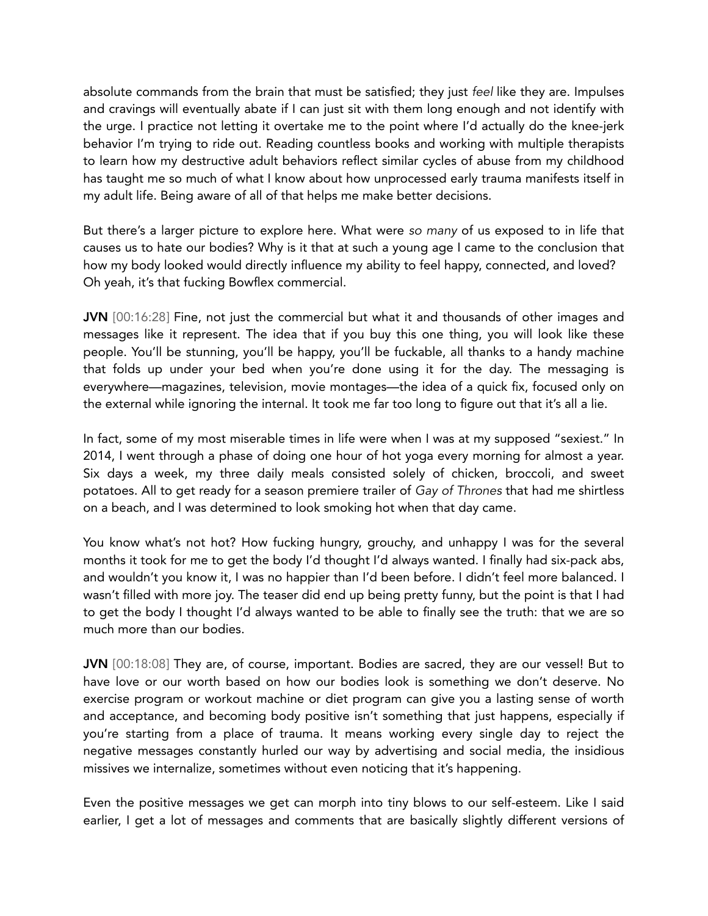absolute commands from the brain that must be satisfied; they just *feel* like they are. Impulses and cravings will eventually abate if I can just sit with them long enough and not identify with the urge. I practice not letting it overtake me to the point where I'd actually do the knee-jerk behavior I'm trying to ride out. Reading countless books and working with multiple therapists to learn how my destructive adult behaviors reflect similar cycles of abuse from my childhood has taught me so much of what I know about how unprocessed early trauma manifests itself in my adult life. Being aware of all of that helps me make better decisions.

But there's a larger picture to explore here. What were *so many* of us exposed to in life that causes us to hate our bodies? Why is it that at such a young age I came to the conclusion that how my body looked would directly influence my ability to feel happy, connected, and loved? Oh yeah, it's that fucking Bowflex commercial.

**JVN** [00:16:28] Fine, not just the commercial but what it and thousands of other images and messages like it represent. The idea that if you buy this one thing, you will look like these people. You'll be stunning, you'll be happy, you'll be fuckable, all thanks to a handy machine that folds up under your bed when you're done using it for the day. The messaging is everywhere—magazines, television, movie montages—the idea of a quick fix, focused only on the external while ignoring the internal. It took me far too long to figure out that it's all a lie.

In fact, some of my most miserable times in life were when I was at my supposed "sexiest." In 2014, I went through a phase of doing one hour of hot yoga every morning for almost a year. Six days a week, my three daily meals consisted solely of chicken, broccoli, and sweet potatoes. All to get ready for a season premiere trailer of *Gay of Thrones* that had me shirtless on a beach, and I was determined to look smoking hot when that day came.

You know what's not hot? How fucking hungry, grouchy, and unhappy I was for the several months it took for me to get the body I'd thought I'd always wanted. I finally had six-pack abs, and wouldn't you know it, I was no happier than I'd been before. I didn't feel more balanced. I wasn't filled with more joy. The teaser did end up being pretty funny, but the point is that I had to get the body I thought I'd always wanted to be able to finally see the truth: that we are so much more than our bodies.

**JVN** [00:18:08] They are, of course, important. Bodies are sacred, they are our vessel! But to have love or our worth based on how our bodies look is something we don't deserve. No exercise program or workout machine or diet program can give you a lasting sense of worth and acceptance, and becoming body positive isn't something that just happens, especially if you're starting from a place of trauma. It means working every single day to reject the negative messages constantly hurled our way by advertising and social media, the insidious missives we internalize, sometimes without even noticing that it's happening.

Even the positive messages we get can morph into tiny blows to our self-esteem. Like I said earlier, I get a lot of messages and comments that are basically slightly different versions of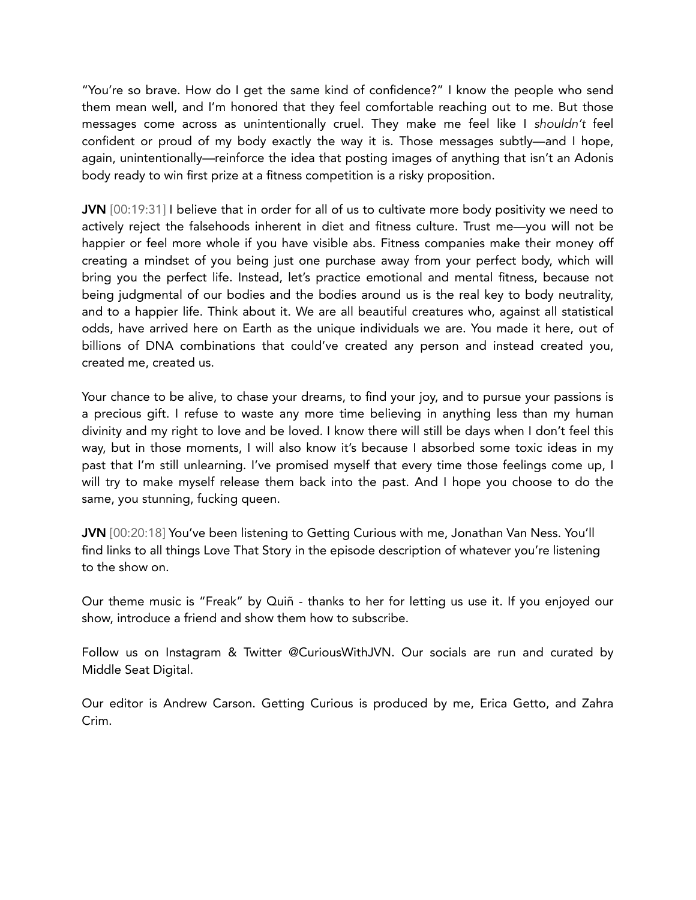"You're so brave. How do I get the same kind of confidence?" I know the people who send them mean well, and I'm honored that they feel comfortable reaching out to me. But those messages come across as unintentionally cruel. They make me feel like I *shouldn't* feel confident or proud of my body exactly the way it is. Those messages subtly—and I hope, again, unintentionally—reinforce the idea that posting images of anything that isn't an Adonis body ready to win first prize at a fitness competition is a risky proposition.

**JVN** [00:19:31] I believe that in order for all of us to cultivate more body positivity we need to actively reject the falsehoods inherent in diet and fitness culture. Trust me—you will not be happier or feel more whole if you have visible abs. Fitness companies make their money off creating a mindset of you being just one purchase away from your perfect body, which will bring you the perfect life. Instead, let's practice emotional and mental fitness, because not being judgmental of our bodies and the bodies around us is the real key to body neutrality, and to a happier life. Think about it. We are all beautiful creatures who, against all statistical odds, have arrived here on Earth as the unique individuals we are. You made it here, out of billions of DNA combinations that could've created any person and instead created you, created me, created us.

Your chance to be alive, to chase your dreams, to find your joy, and to pursue your passions is a precious gift. I refuse to waste any more time believing in anything less than my human divinity and my right to love and be loved. I know there will still be days when I don't feel this way, but in those moments, I will also know it's because I absorbed some toxic ideas in my past that I'm still unlearning. I've promised myself that every time those feelings come up, I will try to make myself release them back into the past. And I hope you choose to do the same, you stunning, fucking queen.

**JVN** [00:20:18] You've been listening to Getting Curious with me, Jonathan Van Ness. You'll find links to all things Love That Story in the episode description of whatever you're listening to the show on.

Our theme music is "Freak" by Quiñ - thanks to her for letting us use it. If you enjoyed our show, introduce a friend and show them how to subscribe.

Follow us on Instagram & Twitter @CuriousWithJVN. Our socials are run and curated by Middle Seat Digital.

Our editor is Andrew Carson. Getting Curious is produced by me, Erica Getto, and Zahra Crim.